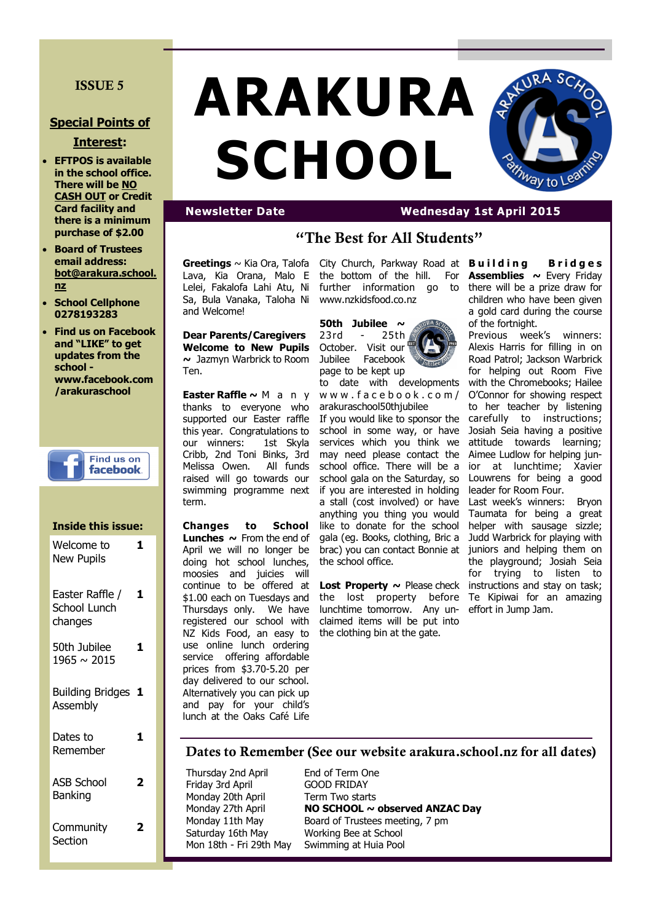# ARAKURA SCHOOL

**ISSUE 5**

## Special Points of Interest:

- **EFTPOS is available in the school office. There will be NO CASH OUT or Credit Card facility and there is a minimum purchase of $2.00**
- **Board of Trustees email address: bot@arakura.school.nz**
- **School Cellphone 0278193283**
- **Find us on Facebook and "LIKE" to get updates from the school - www.facebook.com/arakuraschool**

Find us on facebook

### Inside this issue:

| | |
|---|---|
| Welcome to New Pupils | 1 |
| Easter Raffle / School Lunch changes | 1 |
| 50th Jubilee 1965 ~ 2015 | 1 |
| Building Bridges Assembly | 1 |
| Dates to Remember | 1 |
| ASB School Banking | 2 |
| Community Section | 2 |

**Newsletter Date** — **Wednesday 1st April 2015**

## "The Best for All Students"

**Greetings** ~ Kia Ora, Talofa Lava, Kia Orana, Malo E Lelei, Fakalofa Lahi Atu, Ni Sa, Bula Vanaka, Taloha Ni and Welcome!

**Dear Parents/Caregivers**

**Welcome to New Pupils ~** Jazmyn Warbrick to Room Ten.

**Easter Raffle ~** Many thanks to everyone who supported our Easter raffle this year. Congratulations to our winners: 1st Skyla Cribb, 2nd Toni Binks, 3rd Melissa Owen. All funds raised will go towards our swimming programme next term.

**Changes to School Lunches ~** From the end of April we will no longer be doing hot school lunches, moosies and juicies will continue to be offered at $1.00 each on Tuesdays and Thursdays only. We have registered our school with NZ Kids Food, an easy to use online lunch ordering service offering affordable prices from $3.70-5.20 per day delivered to our school. Alternatively you can pick up and pay for your child's lunch at the Oaks Café Life City Church, Parkway Road at the bottom of the hill. For further information go to www.nzkidsfood.co.nz

**50th Jubilee ~** 23rd - 25th October. Visit our Jubilee Facebook page to be kept up to date with developments www.facebook.com/arakuraschool50thjubilee
If you would like to sponsor the school in some way, or have services which you think we may need please contact the school office. There will be a school gala on the Saturday, so if you are interested in holding a stall (cost involved) or have anything you thing you would like to donate for the school gala (eg. Books, clothing, Bric a brac) you can contact Bonnie at the school office.

**Lost Property ~** Please check the lost property before lunchtime tomorrow. Any unclaimed items will be put into the clothing bin at the gate.

**Building Bridges Assemblies ~** Every Friday there will be a prize draw for children who have been given a gold card during the course of the fortnight.
Previous week's winners: Alexis Harris for filling in on Road Patrol; Jackson Warbrick for helping out Room Five with the Chromebooks; Hailee O'Connor for showing respect to her teacher by listening carefully to instructions; Josiah Seia having a positive attitude towards learning; Aimee Ludlow for helping junior at lunchtime; Xavier Louwrens for being a good leader for Room Four.
Last week's winners: Bryon Taumata for being a great helper with sausage sizzle; Judd Warbrick for playing with juniors and helping them on the playground; Josiah Seia for trying to listen to instructions and stay on task; Te Kipiwai for an amazing effort in Jump Jam.

## Dates to Remember (See our website arakura.school.nz for all dates)

| | |
|---|---|
| Thursday 2nd April | End of Term One |
| Friday 3rd April | GOOD FRIDAY |
| Monday 20th April | Term Two starts |
| Monday 27th April | **NO SCHOOL ~ observed ANZAC Day** |
| Monday 11th May | Board of Trustees meeting, 7 pm |
| Saturday 16th May | Working Bee at School |
| Mon 18th - Fri 29th May | Swimming at Huia Pool |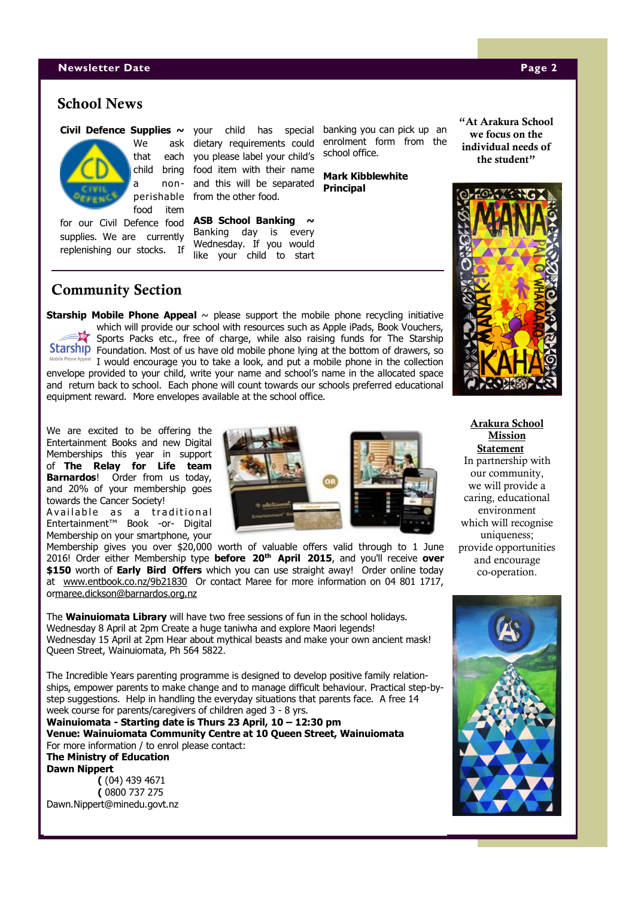## School News

**Civil Defence Supplies ~** We ask that each child bring a non-perishable food item for our Civil Defence food supplies. We are currently replenishing our stocks. If your child has special dietary requirements could you please label your child's food item with their name and this will be separated from the other food.

**ASB School Banking ~** Banking day is every Wednesday. If you would like your child to start banking you can pick up an enrolment form from the school office.

**Mark Kibblewhite**
**Principal**

**"At Arakura School we focus on the individual needs of the student"**

## Community Section

**Starship Mobile Phone Appeal** ~ please support the mobile phone recycling initiative which will provide our school with resources such as Apple iPads, Book Vouchers, Sports Packs etc., free of charge, while also raising funds for The Starship Foundation. Most of us have old mobile phone lying at the bottom of drawers, so I would encourage you to take a look, and put a mobile phone in the collection envelope provided to your child, write your name and school's name in the allocated space and return back to school. Each phone will count towards our schools preferred educational equipment reward. More envelopes available at the school office.

We are excited to be offering the Entertainment Books and new Digital Memberships this year in support of **The Relay for Life team Barnardos**! Order from us today, and 20% of your membership goes towards the Cancer Society! Available as a traditional Entertainment™ Book -or- Digital Membership on your smartphone, your Membership gives you over $20,000 worth of valuable offers valid through to 1 June 2016! Order either Membership type **before 20th April 2015**, and you'll receive **over $150** worth of **Early Bird Offers** which you can use straight away! Order online today at www.entbook.co.nz/9b21830 Or contact Maree for more information on 04 801 1717, ormaree.dickson@barnardos.org.nz

The **Wainuiomata Library** will have two free sessions of fun in the school holidays.
Wednesday 8 April at 2pm Create a huge taniwha and explore Maori legends!
Wednesday 15 April at 2pm Hear about mythical beasts and make your own ancient mask!
Queen Street, Wainuiomata, Ph 564 5822.

The Incredible Years parenting programme is designed to develop positive family relation-ships, empower parents to make change and to manage difficult behaviour. Practical step-by-step suggestions. Help in handling the everyday situations that parents face. A free 14 week course for parents/caregivers of children aged 3 - 8 yrs.
**Wainuiomata - Starting date is Thurs 23 April, 10 – 12:30 pm**
**Venue: Wainuiomata Community Centre at 10 Queen Street, Wainuiomata**
For more information / to enrol please contact:
**The Ministry of Education**
**Dawn Nippert**
( (04) 439 4671
( 0800 737 275
Dawn.Nippert@minedu.govt.nz

**Arakura School Mission Statement**

In partnership with our community, we will provide a caring, educational environment which will recognise uniqueness; provide opportunities and encourage co-operation.